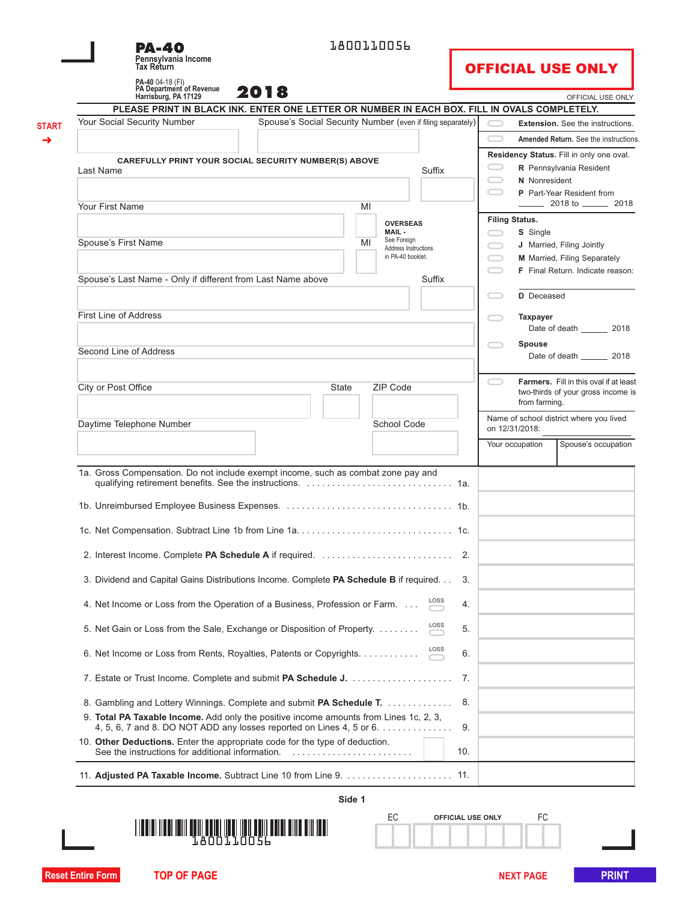# PA-40

**Pennsylvania Income Tax Return**

1800110056

PA-40 04-18 (FI)
PA Department of Revenue
Harrisburg, PA 17129

**2018**

**OFFICIAL USE ONLY**

OFFICIAL USE ONLY

**PLEASE PRINT IN BLACK INK. ENTER ONE LETTER OR NUMBER IN EACH BOX. FILL IN OVALS COMPLETELY.**

START ➜

Your Social Security Number

Spouse's Social Security Number (even if filing separately)

CAREFULLY PRINT YOUR SOCIAL SECURITY NUMBER(S) ABOVE

Last Name

Suffix

Your First Name

MI

**OVERSEAS MAIL -** See Foreign Address Instructions in PA-40 booklet.

Spouse's First Name

MI

Spouse's Last Name - Only if different from Last Name above

Suffix

First Line of Address

Second Line of Address

City or Post Office

State

ZIP Code

Daytime Telephone Number

School Code

**Extension.** See the instructions.

**Amended Return.** See the instructions.

**Residency Status.** Fill in only one oval.

- **R** Pennsylvania Resident
- **N** Nonresident
- **P** Part-Year Resident from _____ 2018 to _____ 2018

**Filing Status.**

- **S** Single
- **J** Married, Filing Jointly
- **M** Married, Filing Separately
- **F** Final Return. Indicate reason: _______________

**D** Deceased

**Taxpayer** Date of death _____ 2018

**Spouse** Date of death _____ 2018

**Farmers.** Fill in this oval if at least two-thirds of your gross income is from farming.

Name of school district where you lived on 12/31/2018: _______________

Your occupation | Spouse's occupation

1a. Gross Compensation. Do not include exempt income, such as combat zone pay and qualifying retirement benefits. See the instructions. . . . . . . . . . . . . . . . . . . . . . . . . . . . . . 1a.

1b. Unreimbursed Employee Business Expenses. . . . . . . . . . . . . . . . . . . . . . . . . . . . . . . . . 1b.

1c. Net Compensation. Subtract Line 1b from Line 1a. . . . . . . . . . . . . . . . . . . . . . . . . . . . . . . 1c.

2. Interest Income. Complete **PA Schedule A** if required. . . . . . . . . . . . . . . . . . . . . . . . . . . 2.

3. Dividend and Capital Gains Distributions Income. Complete **PA Schedule B** if required. . . 3.

4. Net Income or Loss from the Operation of a Business, Profession or Farm. . . . LOSS 4.

5. Net Gain or Loss from the Sale, Exchange or Disposition of Property. . . . . . . . . LOSS 5.

6. Net Income or Loss from Rents, Royalties, Patents or Copyrights. . . . . . . . . . . . LOSS 6.

7. Estate or Trust Income. Complete and submit **PA Schedule J.** . . . . . . . . . . . . . . . . . . . . 7.

8. Gambling and Lottery Winnings. Complete and submit **PA Schedule T.** . . . . . . . . . . . . . 8.

9. **Total PA Taxable Income.** Add only the positive income amounts from Lines 1c, 2, 3, 4, 5, 6, 7 and 8. DO NOT ADD any losses reported on Lines 4, 5 or 6. . . . . . . . . . . . . . . 9.

10. **Other Deductions.** Enter the appropriate code for the type of deduction. See the instructions for additional information. . . . . . . . . . . . . . . . . . . . . . . . . 10.

11. **Adjusted PA Taxable Income.** Subtract Line 10 from Line 9. . . . . . . . . . . . . . . . . . . . . . 11.

Side 1

1800110056

EC | OFFICIAL USE ONLY | FC

Reset Entire Form | TOP OF PAGE | NEXT PAGE | PRINT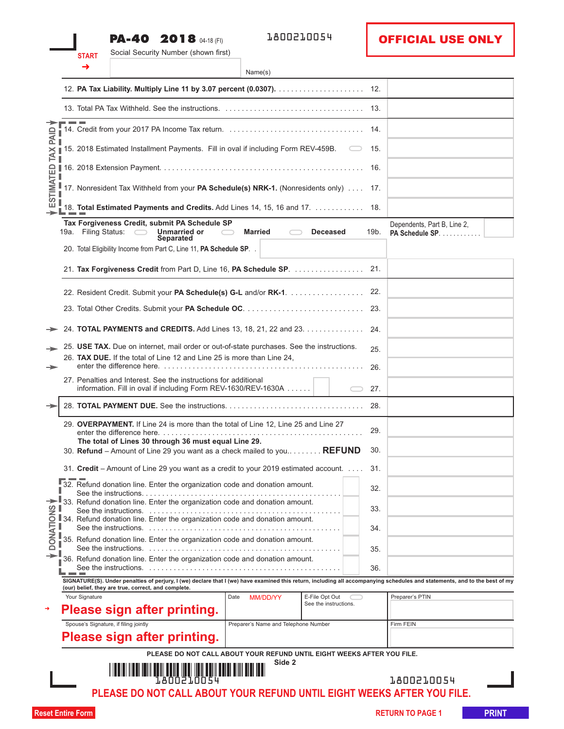**PA-40 2018** 04-18 (FI)

1800210054

**OFFICIAL USE ONLY**

START

Social Security Number (shown first)

Name(s)

12. **PA Tax Liability. Multiply Line 11 by 3.07 percent (0.0307).** . . . . . . . . . . . . . . . . . . . . . 12.

13. Total PA Tax Withheld. See the instructions. . . . . . . . . . . . . . . . . . . . . . . . . . . . . . . . . . . 13.

**ESTIMATED TAX PAID**

14. Credit from your 2017 PA Income Tax return. . . . . . . . . . . . . . . . . . . . . . . . . . . . . . . . . 14.

15. 2018 Estimated Installment Payments. Fill in oval if including Form REV-459B. 15.

16. 2018 Extension Payment. . . . . . . . . . . . . . . . . . . . . . . . . . . . . . . . . . . . . . . . . . . . . . . . 16.

17. Nonresident Tax Withheld from your **PA Schedule(s) NRK-1.** (Nonresidents only) . . . . 17.

18. **Total Estimated Payments and Credits.** Add Lines 14, 15, 16 and 17. . . . . . . . . . . . 18.

**Tax Forgiveness Credit, submit PA Schedule SP**

19a. Filing Status: Unmarried or Separated / Married / Deceased

19b. Dependents, Part B, Line 2, **PA Schedule SP**. . . . . . . . . . .

20. Total Eligibility Income from Part C, Line 11, **PA Schedule SP**. .

21. **Tax Forgiveness Credit** from Part D, Line 16, **PA Schedule SP**. . . . . . . . . . . . . . . . . 21.

22. Resident Credit. Submit your **PA Schedule(s) G-L** and/or **RK-1**. . . . . . . . . . . . . . . . . 22.

23. Total Other Credits. Submit your **PA Schedule OC**. . . . . . . . . . . . . . . . . . . . . . . . . . . 23.

24. **TOTAL PAYMENTS and CREDITS.** Add Lines 13, 18, 21, 22 and 23. . . . . . . . . . . . . . 24.

25. **USE TAX.** Due on internet, mail order or out-of-state purchases. See the instructions. 25.

26. **TAX DUE.** If the total of Line 12 and Line 25 is more than Line 24, enter the difference here. . . . . . . . . . . . . . . . . . . . . . . . . . . . . . . . . . . . . . . . . . . . . . . . . 26.

27. Penalties and Interest. See the instructions for additional information. Fill in oval if including Form REV-1630/REV-1630A . . . . . . 27.

28. **TOTAL PAYMENT DUE.** See the instructions. . . . . . . . . . . . . . . . . . . . . . . . . . . . . . . . . 28.

29. **OVERPAYMENT.** If Line 24 is more than the total of Line 12, Line 25 and Line 27 enter the difference here. . . . . . . . . . . . . . . . . . . . . . . . . . . . . . . . . . . . . . . . . . . . . . . . 29.

**The total of Lines 30 through 36 must equal Line 29.**

30. **Refund** – Amount of Line 29 you want as a check mailed to you.. . . . . . . . **REFUND** 30.

31. **Credit** – Amount of Line 29 you want as a credit to your 2019 estimated account. . . . . 31.

**DONATIONS**

32. Refund donation line. Enter the organization code and donation amount. See the instructions. . . . . . . . . . . . . . . . . . . . . . . . . . . . . . . . . . . . . . . . . . . . . . . 32.

33. Refund donation line. Enter the organization code and donation amount. See the instructions. . . . . . . . . . . . . . . . . . . . . . . . . . . . . . . . . . . . . . . . . . . . . . . 33.

34. Refund donation line. Enter the organization code and donation amount. See the instructions. . . . . . . . . . . . . . . . . . . . . . . . . . . . . . . . . . . . . . . . . . . . . . . 34.

35. Refund donation line. Enter the organization code and donation amount. See the instructions. . . . . . . . . . . . . . . . . . . . . . . . . . . . . . . . . . . . . . . . . . . . . . . 35.

36. Refund donation line. Enter the organization code and donation amount. See the instructions. . . . . . . . . . . . . . . . . . . . . . . . . . . . . . . . . . . . . . . . . . . . . . . 36.

**SIGNATURE(S). Under penalties of perjury, I (we) declare that I (we) have examined this return, including all accompanying schedules and statements, and to the best of my (our) belief, they are true, correct, and complete.**

| | | | |
|---|---|---|---|
| Your Signature<br>**Please sign after printing.** | Date<br>MM/DD/YY | E-File Opt Out<br>See the instructions. | Preparer's PTIN |
| Spouse's Signature, if filing jointly<br>**Please sign after printing.** | Preparer's Name and Telephone Number | | Firm FEIN |

**PLEASE DO NOT CALL ABOUT YOUR REFUND UNTIL EIGHT WEEKS AFTER YOU FILE.**

Side 2

1800210054

1800210054

**PLEASE DO NOT CALL ABOUT YOUR REFUND UNTIL EIGHT WEEKS AFTER YOU FILE.**

Reset Entire Form RETURN TO PAGE 1 PRINT